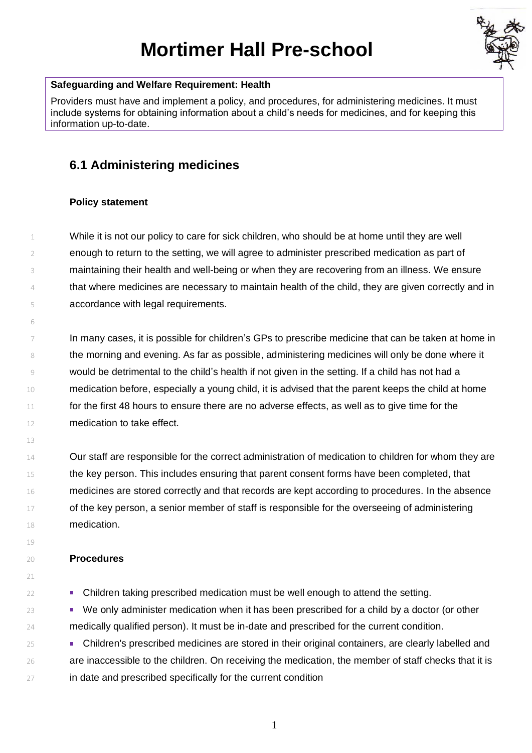# Mortimer Hall Pre-school

**Safeguarding and Welfare Requirement: Health**

Providers must have and implement a policy, and procedures, for administering medicines. It must include systems for obtaining information about a child's needs for medicines, and for keeping this information up-to-date.

## 6.1 Administering medicines

### Policy statement

While it is not our policy to care for sick children, who should be at home until they are well enough to return to the setting, we will agree to administer prescribed medication as part of maintaining their health and well-being or when they are recovering from an illness. We ensure that where medicines are necessary to maintain health of the child, they are given correctly and in accordance with legal requirements.

In many cases, it is possible for children's GPs to prescribe medicine that can be taken at home in the morning and evening. As far as possible, administering medicines will only be done where it would be detrimental to the child's health if not given in the setting. If a child has not had a medication before, especially a young child, it is advised that the parent keeps the child at home for the first 48 hours to ensure there are no adverse effects, as well as to give time for the medication to take effect.

Our staff are responsible for the correct administration of medication to children for whom they are the key person. This includes ensuring that parent consent forms have been completed, that medicines are stored correctly and that records are kept according to procedures. In the absence of the key person, a senior member of staff is responsible for the overseeing of administering medication.

### Procedures

- Children taking prescribed medication must be well enough to attend the setting.
- We only administer medication when it has been prescribed for a child by a doctor (or other medically qualified person). It must be in-date and prescribed for the current condition.
- Children's prescribed medicines are stored in their original containers, are clearly labelled and are inaccessible to the children. On receiving the medication, the member of staff checks that it is in date and prescribed specifically for the current condition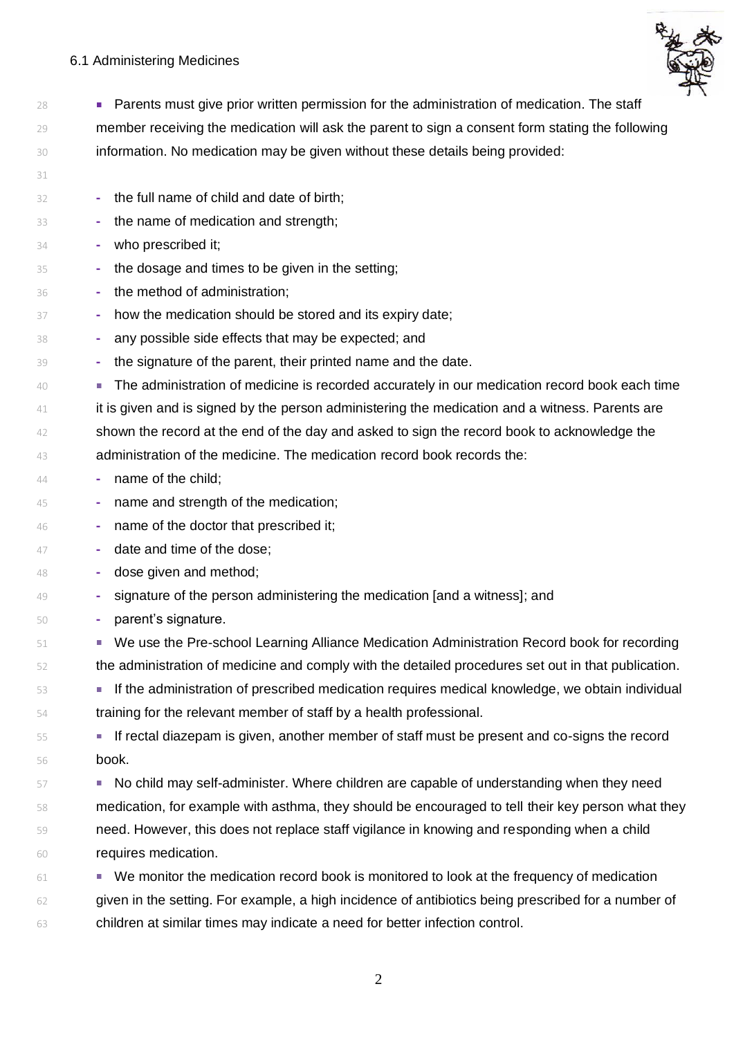- Parents must give prior written permission for the administration of medication. The staff member receiving the medication will ask the parent to sign a consent form stating the following information. No medication may be given without these details being provided:

  - the full name of child and date of birth;
  - the name of medication and strength;
  - who prescribed it;
  - the dosage and times to be given in the setting;
  - the method of administration;
  - how the medication should be stored and its expiry date;
  - any possible side effects that may be expected; and
  - the signature of the parent, their printed name and the date.
- The administration of medicine is recorded accurately in our medication record book each time it is given and is signed by the person administering the medication and a witness. Parents are shown the record at the end of the day and asked to sign the record book to acknowledge the administration of the medicine. The medication record book records the:
  - name of the child;
  - name and strength of the medication;
  - name of the doctor that prescribed it;
  - date and time of the dose;
  - dose given and method;
  - signature of the person administering the medication [and a witness]; and
  - parent's signature.
- We use the Pre-school Learning Alliance Medication Administration Record book for recording the administration of medicine and comply with the detailed procedures set out in that publication.
- If the administration of prescribed medication requires medical knowledge, we obtain individual training for the relevant member of staff by a health professional.
- If rectal diazepam is given, another member of staff must be present and co-signs the record book.
- No child may self-administer. Where children are capable of understanding when they need medication, for example with asthma, they should be encouraged to tell their key person what they need. However, this does not replace staff vigilance in knowing and responding when a child requires medication.
- We monitor the medication record book is monitored to look at the frequency of medication given in the setting. For example, a high incidence of antibiotics being prescribed for a number of children at similar times may indicate a need for better infection control.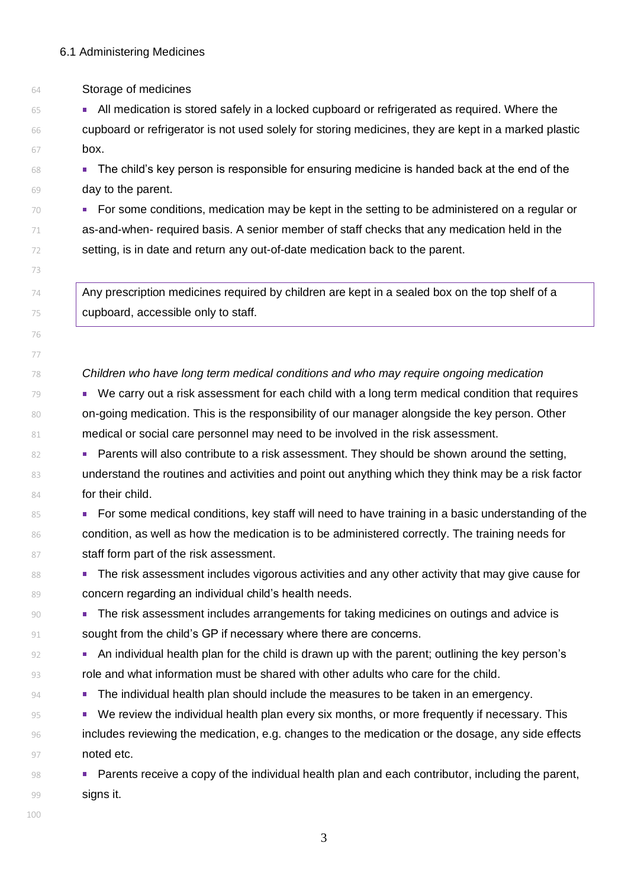6.1 Administering Medicines

Storage of medicines

- All medication is stored safely in a locked cupboard or refrigerated as required. Where the cupboard or refrigerator is not used solely for storing medicines, they are kept in a marked plastic box.
- The child's key person is responsible for ensuring medicine is handed back at the end of the day to the parent.
- For some conditions, medication may be kept in the setting to be administered on a regular or as-and-when- required basis. A senior member of staff checks that any medication held in the setting, is in date and return any out-of-date medication back to the parent.

Any prescription medicines required by children are kept in a sealed box on the top shelf of a cupboard, accessible only to staff.

*Children who have long term medical conditions and who may require ongoing medication*

- We carry out a risk assessment for each child with a long term medical condition that requires on-going medication. This is the responsibility of our manager alongside the key person. Other medical or social care personnel may need to be involved in the risk assessment.
- Parents will also contribute to a risk assessment. They should be shown around the setting, understand the routines and activities and point out anything which they think may be a risk factor for their child.
- For some medical conditions, key staff will need to have training in a basic understanding of the condition, as well as how the medication is to be administered correctly. The training needs for staff form part of the risk assessment.
- The risk assessment includes vigorous activities and any other activity that may give cause for concern regarding an individual child's health needs.
- The risk assessment includes arrangements for taking medicines on outings and advice is sought from the child's GP if necessary where there are concerns.
- An individual health plan for the child is drawn up with the parent; outlining the key person's role and what information must be shared with other adults who care for the child.
- The individual health plan should include the measures to be taken in an emergency.
- We review the individual health plan every six months, or more frequently if necessary. This includes reviewing the medication, e.g. changes to the medication or the dosage, any side effects noted etc.
- Parents receive a copy of the individual health plan and each contributor, including the parent, signs it.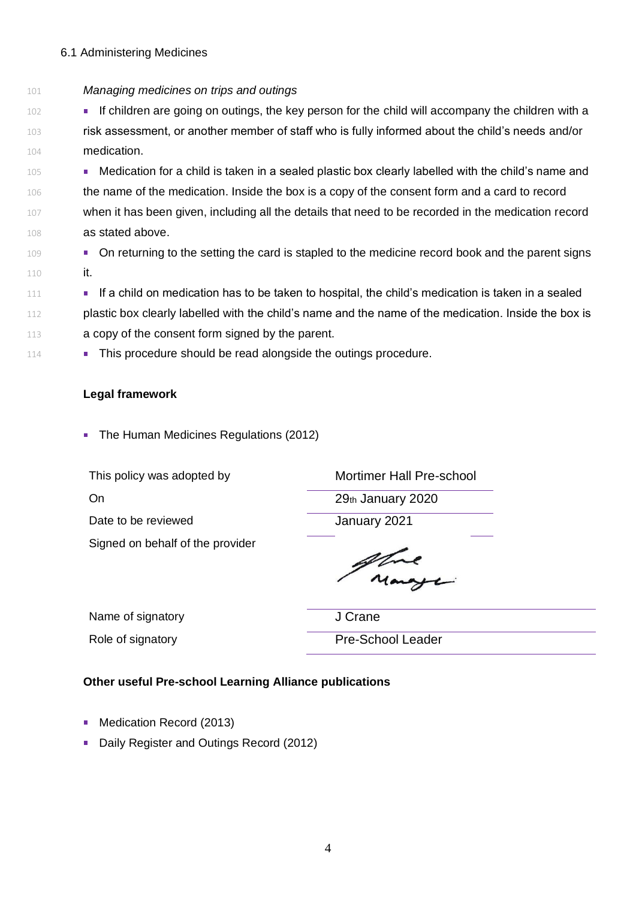*Managing medicines on trips and outings*

- If children are going on outings, the key person for the child will accompany the children with a risk assessment, or another member of staff who is fully informed about the child's needs and/or medication.
- Medication for a child is taken in a sealed plastic box clearly labelled with the child's name and the name of the medication. Inside the box is a copy of the consent form and a card to record when it has been given, including all the details that need to be recorded in the medication record as stated above.
- On returning to the setting the card is stapled to the medicine record book and the parent signs it.
- If a child on medication has to be taken to hospital, the child's medication is taken in a sealed plastic box clearly labelled with the child's name and the name of the medication. Inside the box is a copy of the consent form signed by the parent.
- This procedure should be read alongside the outings procedure.

**Legal framework**

- The Human Medicines Regulations (2012)

| | |
|---|---|
| This policy was adopted by | Mortimer Hall Pre-school |
| On | 29th January 2020 |
| Date to be reviewed | January 2021 |
| Signed on behalf of the provider | |
| Name of signatory | J Crane |
| Role of signatory | Pre-School Leader |

**Other useful Pre-school Learning Alliance publications**

- Medication Record (2013)
- Daily Register and Outings Record (2012)